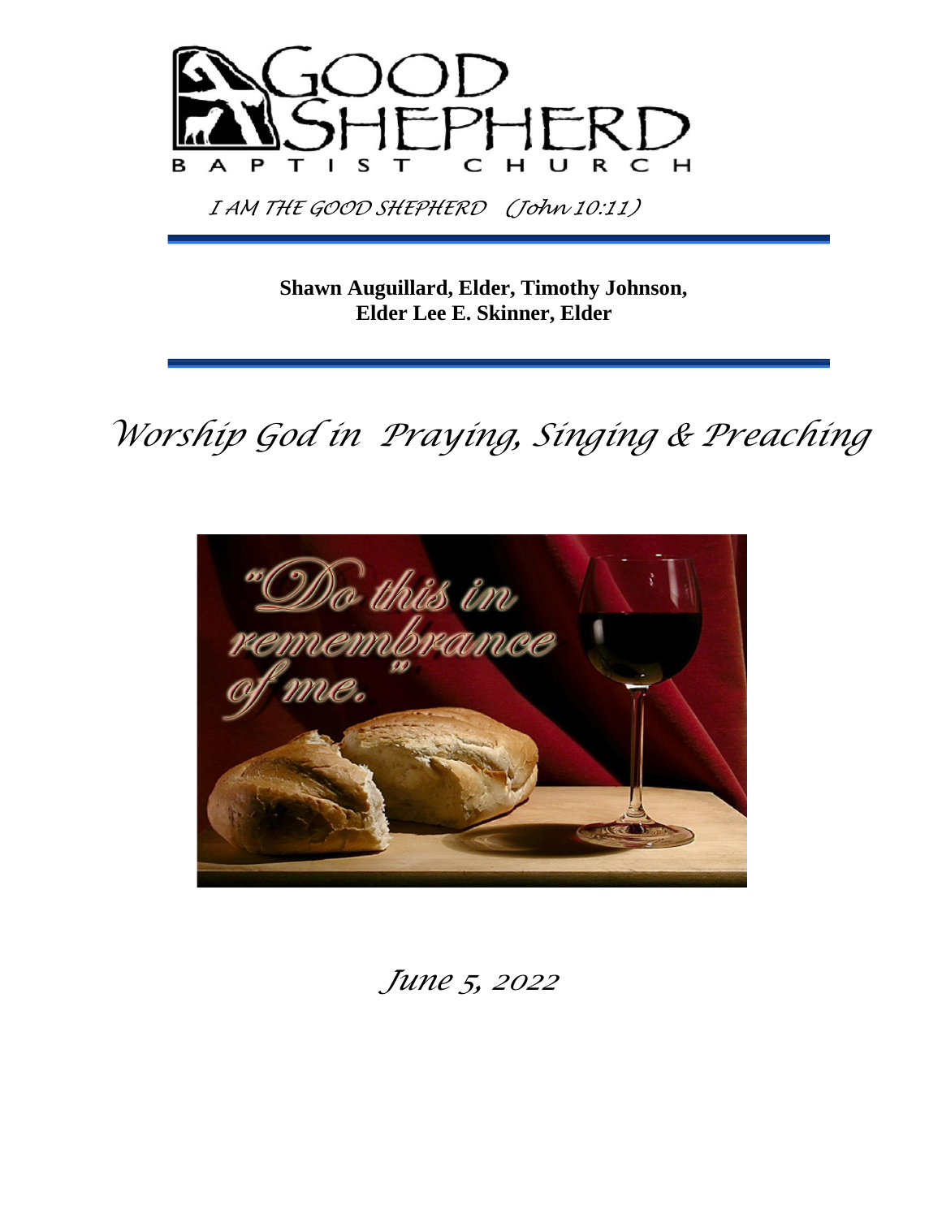# GOOD SHEPHERD BAPTIST CHURCH

*I AM THE GOOD SHEPHERD (John 10:11)*

**Shawn Auguillard, Elder, Timothy Johnson, Elder Lee E. Skinner, Elder**

## *Worship God in Praying, Singing & Preaching*

"Do this in remembrance of me."

*June 5, 2022*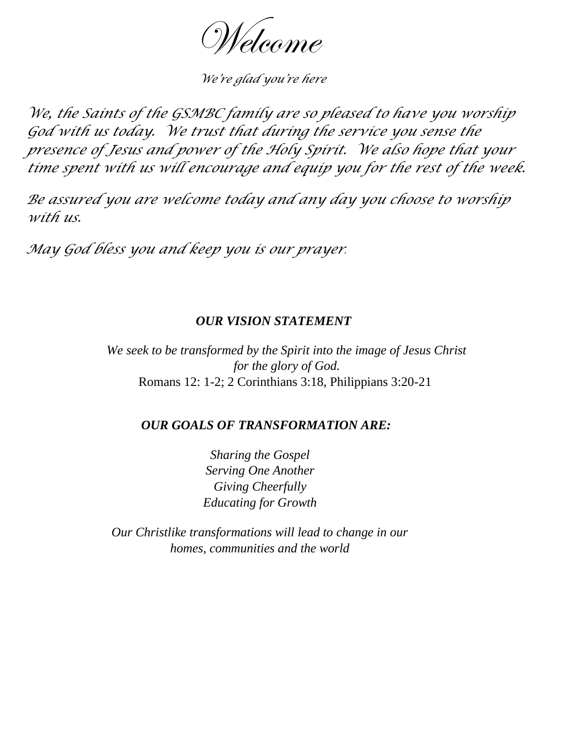# *Welcome*

*We're glad you're here*

*We, the Saints of the GSMBC family are so pleased to have you worship God with us today. We trust that during the service you sense the presence of Jesus and power of the Holy Spirit. We also hope that your time spent with us will encourage and equip you for the rest of the week.*

*Be assured you are welcome today and any day you choose to worship with us.*

*May God bless you and keep you is our prayer.*

***OUR VISION STATEMENT***

*We seek to be transformed by the Spirit into the image of Jesus Christ for the glory of God.*
Romans 12: 1-2; 2 Corinthians 3:18, Philippians 3:20-21

***OUR GOALS OF TRANSFORMATION ARE:***

*Sharing the Gospel*
*Serving One Another*
*Giving Cheerfully*
*Educating for Growth*

*Our Christlike transformations will lead to change in our homes, communities and the world*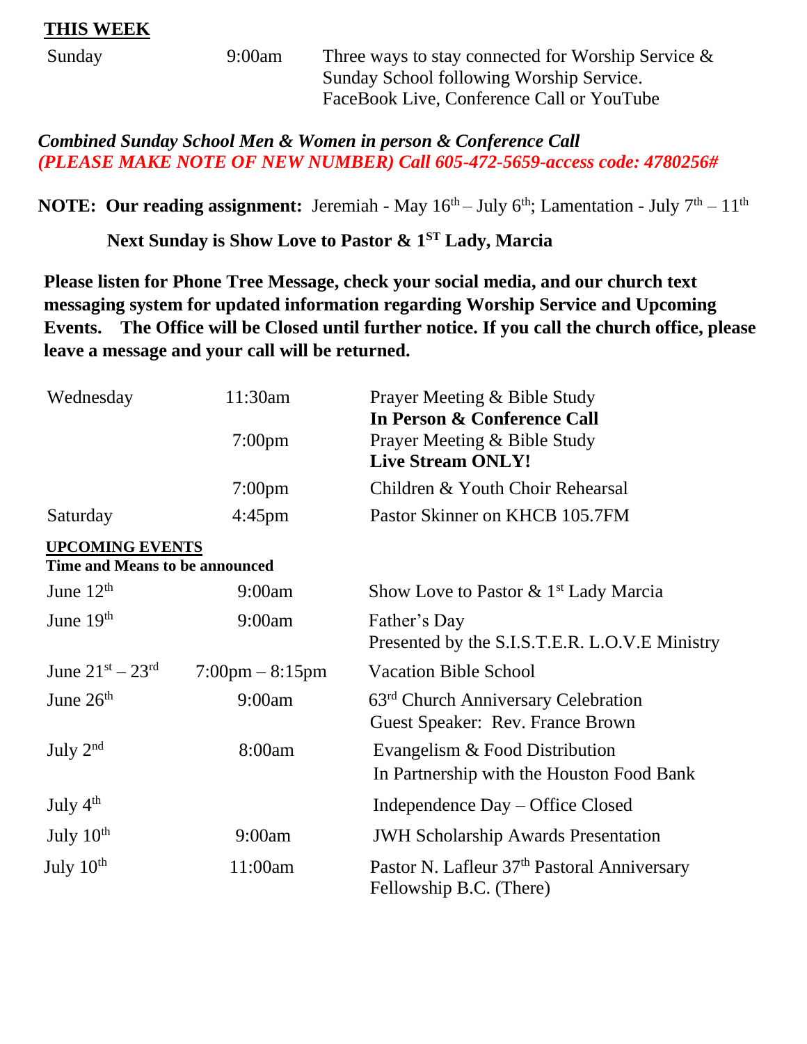## THIS WEEK

| | | |
|---|---|---|
| Sunday | 9:00am | Three ways to stay connected for Worship Service & Sunday School following Worship Service. FaceBook Live, Conference Call or YouTube |

***Combined Sunday School Men & Women in person & Conference Call***
***(PLEASE MAKE NOTE OF NEW NUMBER) Call 605-472-5659-access code: 4780256#***

**NOTE: Our reading assignment:** Jeremiah - May 16th – July 6th; Lamentation - July 7th – 11th

**Next Sunday is Show Love to Pastor & 1ST Lady, Marcia**

**Please listen for Phone Tree Message, check your social media, and our church text messaging system for updated information regarding Worship Service and Upcoming Events. The Office will be Closed until further notice. If you call the church office, please leave a message and your call will be returned.**

| | | |
|---|---|---|
| Wednesday | 11:30am | Prayer Meeting & Bible Study **In Person & Conference Call** |
| | 7:00pm | Prayer Meeting & Bible Study **Live Stream ONLY!** |
| | 7:00pm | Children & Youth Choir Rehearsal |
| Saturday | 4:45pm | Pastor Skinner on KHCB 105.7FM |

## UPCOMING EVENTS

**Time and Means to be announced**

| | | |
|---|---|---|
| June 12th | 9:00am | Show Love to Pastor & 1st Lady Marcia |
| June 19th | 9:00am | Father's Day Presented by the S.I.S.T.E.R. L.O.V.E Ministry |
| June 21st – 23rd | 7:00pm – 8:15pm | Vacation Bible School |
| June 26th | 9:00am | 63rd Church Anniversary Celebration Guest Speaker: Rev. France Brown |
| July 2nd | 8:00am | Evangelism & Food Distribution In Partnership with the Houston Food Bank |
| July 4th | | Independence Day – Office Closed |
| July 10th | 9:00am | JWH Scholarship Awards Presentation |
| July 10th | 11:00am | Pastor N. Lafleur 37th Pastoral Anniversary Fellowship B.C. (There) |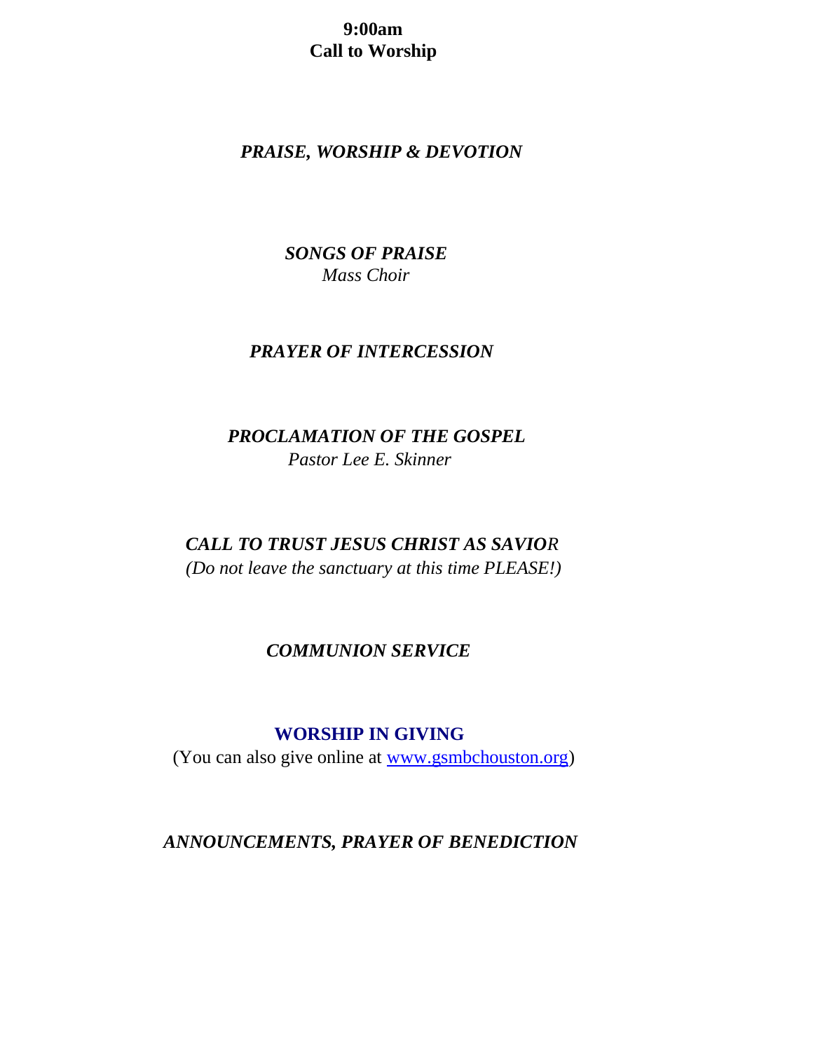**9:00am**
**Call to Worship**

***PRAISE, WORSHIP & DEVOTION***

***SONGS OF PRAISE***
*Mass Choir*

***PRAYER OF INTERCESSION***

***PROCLAMATION OF THE GOSPEL***
*Pastor Lee E. Skinner*

***CALL TO TRUST JESUS CHRIST AS SAVIOR***
*(Do not leave the sanctuary at this time PLEASE!)*

***COMMUNION SERVICE***

**WORSHIP IN GIVING**
(You can also give online at [www.gsmbchouston.org](http://www.gsmbchouston.org))

***ANNOUNCEMENTS, PRAYER OF BENEDICTION***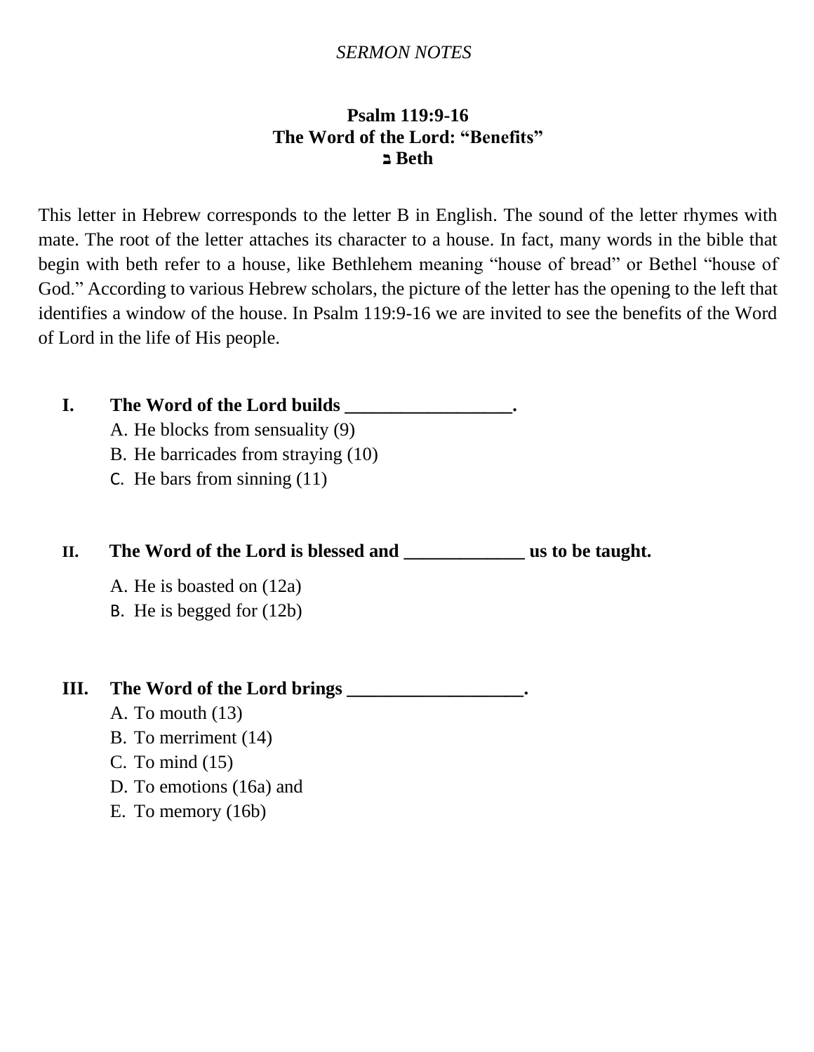*SERMON NOTES*

**Psalm 119:9-16**
**The Word of the Lord: "Benefits"**
**ב Beth**

This letter in Hebrew corresponds to the letter B in English. The sound of the letter rhymes with mate. The root of the letter attaches its character to a house. In fact, many words in the bible that begin with beth refer to a house, like Bethlehem meaning "house of bread" or Bethel "house of God." According to various Hebrew scholars, the picture of the letter has the opening to the left that identifies a window of the house. In Psalm 119:9-16 we are invited to see the benefits of the Word of Lord in the life of His people.

**I. The Word of the Lord builds __________________.**

A. He blocks from sensuality (9)
B. He barricades from straying (10)
C. He bars from sinning (11)

**II. The Word of the Lord is blessed and _____________ us to be taught.**

A. He is boasted on (12a)
B. He is begged for (12b)

**III. The Word of the Lord brings ___________________.**

A. To mouth (13)
B. To merriment (14)
C. To mind (15)
D. To emotions (16a) and
E. To memory (16b)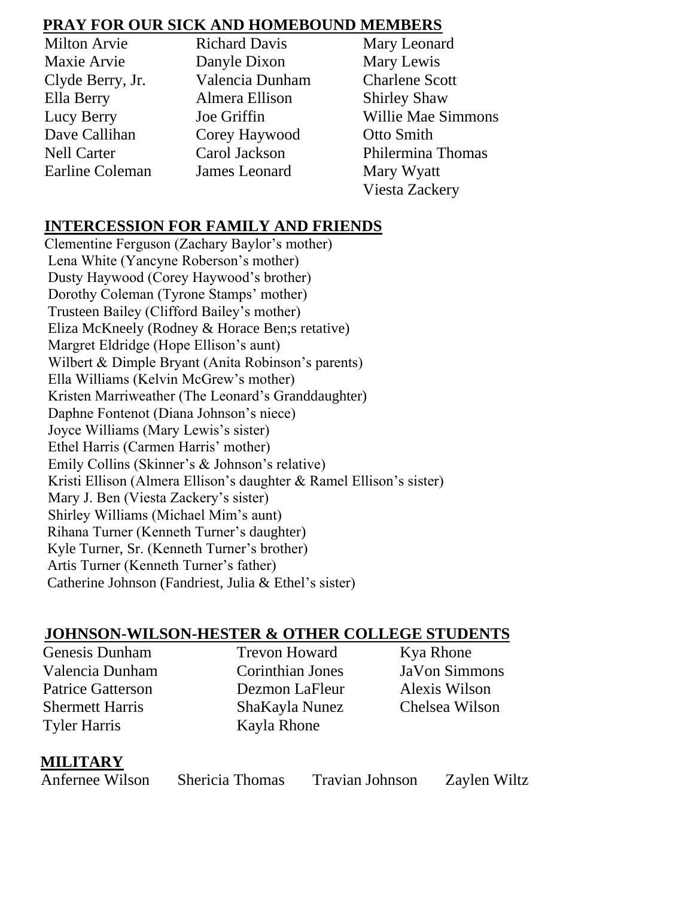## PRAY FOR OUR SICK AND HOMEBOUND MEMBERS

Milton Arvie
Maxie Arvie
Clyde Berry, Jr.
Ella Berry
Lucy Berry
Dave Callihan
Nell Carter
Earline Coleman
Richard Davis
Danyle Dixon
Valencia Dunham
Almera Ellison
Joe Griffin
Corey Haywood
Carol Jackson
James Leonard
Mary Leonard
Mary Lewis
Charlene Scott
Shirley Shaw
Willie Mae Simmons
Otto Smith
Philermina Thomas
Mary Wyatt
Viesta Zackery

## INTERCESSION FOR FAMILY AND FRIENDS

Clementine Ferguson (Zachary Baylor's mother)
Lena White (Yancyne Roberson's mother)
Dusty Haywood (Corey Haywood's brother)
Dorothy Coleman (Tyrone Stamps' mother)
Trusteen Bailey (Clifford Bailey's mother)
Eliza McKneely (Rodney & Horace Ben;s retative)
Margret Eldridge (Hope Ellison's aunt)
Wilbert & Dimple Bryant (Anita Robinson's parents)
Ella Williams (Kelvin McGrew's mother)
Kristen Marriweather (The Leonard's Granddaughter)
Daphne Fontenot (Diana Johnson's niece)
Joyce Williams (Mary Lewis's sister)
Ethel Harris (Carmen Harris' mother)
Emily Collins (Skinner's & Johnson's relative)
Kristi Ellison (Almera Ellison's daughter & Ramel Ellison's sister)
Mary J. Ben (Viesta Zackery's sister)
Shirley Williams (Michael Mim's aunt)
Rihana Turner (Kenneth Turner's daughter)
Kyle Turner, Sr. (Kenneth Turner's brother)
Artis Turner (Kenneth Turner's father)
Catherine Johnson (Fandriest, Julia & Ethel's sister)

## JOHNSON-WILSON-HESTER & OTHER COLLEGE STUDENTS

Genesis Dunham
Valencia Dunham
Patrice Gatterson
Shermett Harris
Tyler Harris
Trevon Howard
Corinthian Jones
Dezmon LaFleur
ShaKayla Nunez
Kayla Rhone
Kya Rhone
JaVon Simmons
Alexis Wilson
Chelsea Wilson

## MILITARY

Anfernee Wilson
Shericia Thomas
Travian Johnson
Zaylen Wiltz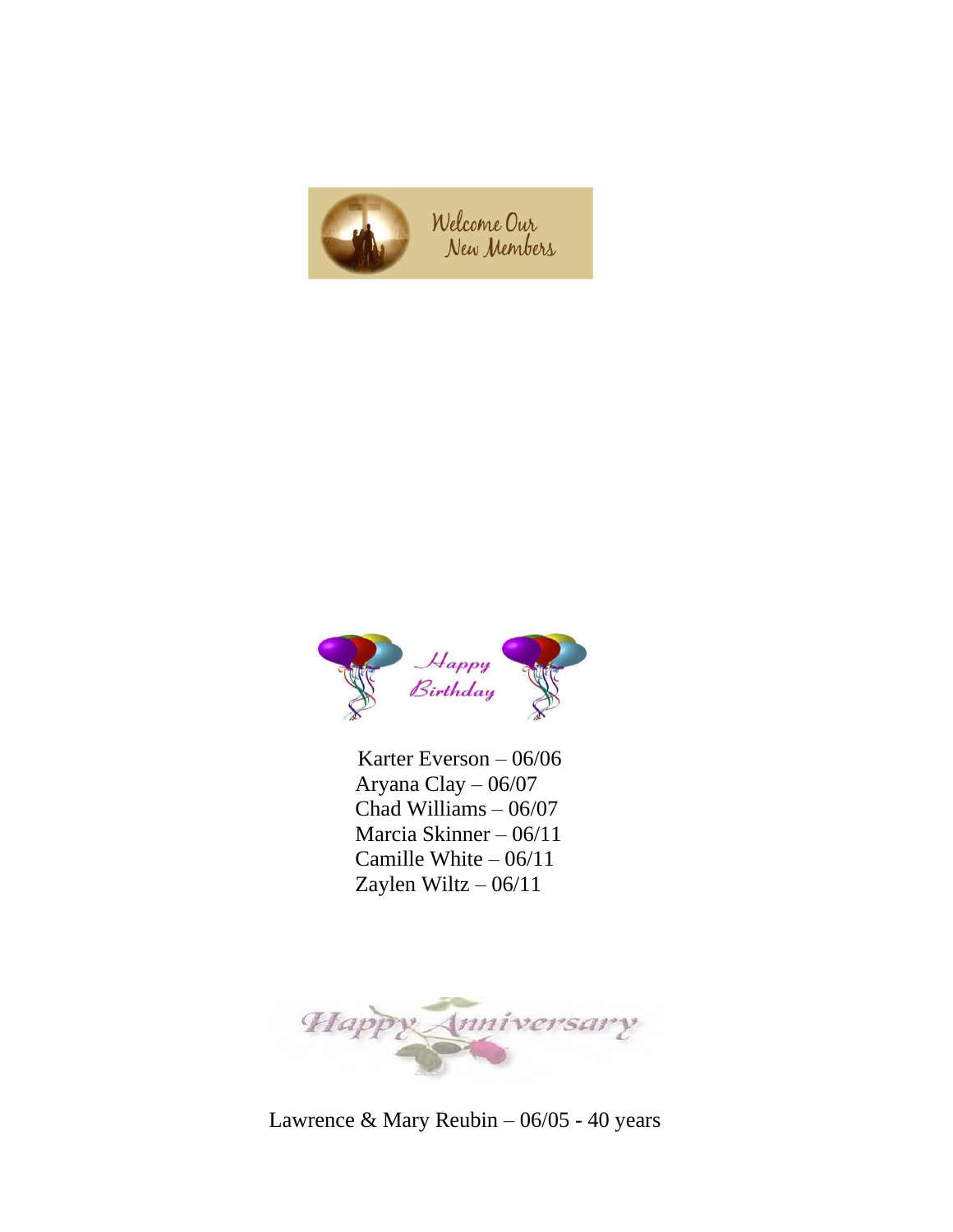## Welcome Our New Members

## Happy Birthday

Karter Everson – 06/06
Aryana Clay – 06/07
Chad Williams – 06/07
Marcia Skinner – 06/11
Camille White – 06/11
Zaylen Wiltz – 06/11

## Happy Anniversary

Lawrence & Mary Reubin – 06/05 - 40 years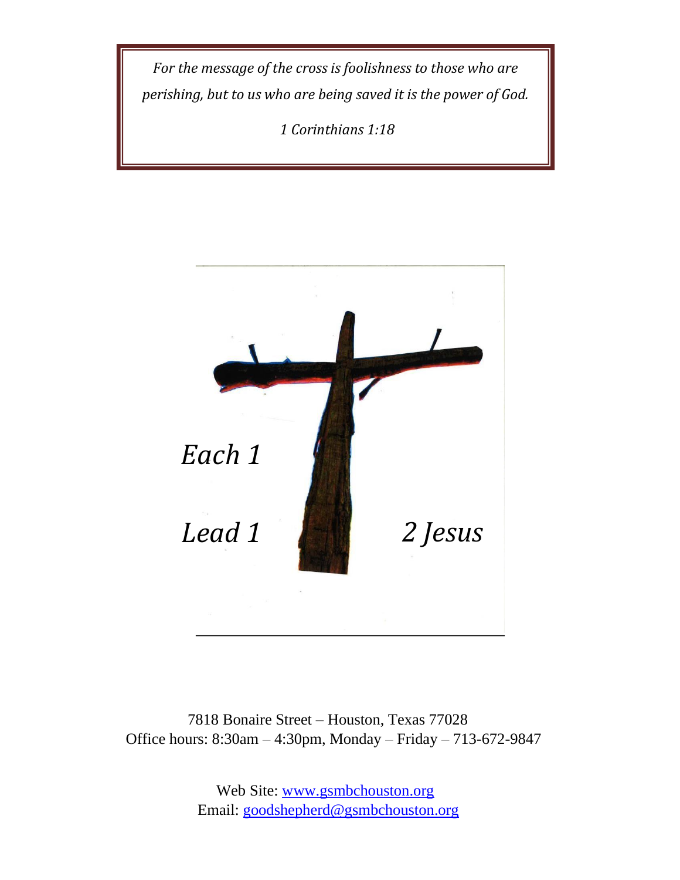*For the message of the cross is foolishness to those who are perishing, but to us who are being saved it is the power of God.*

*1 Corinthians 1:18*

*Each 1*

*Lead 1*

*2 Jesus*

7818 Bonaire Street – Houston, Texas 77028
Office hours: 8:30am – 4:30pm, Monday – Friday – 713-672-9847

Web Site: [www.gsmbchouston.org](http://www.gsmbchouston.org)
Email: [goodshepherd@gsmbchouston.org](mailto:goodshepherd@gsmbchouston.org)